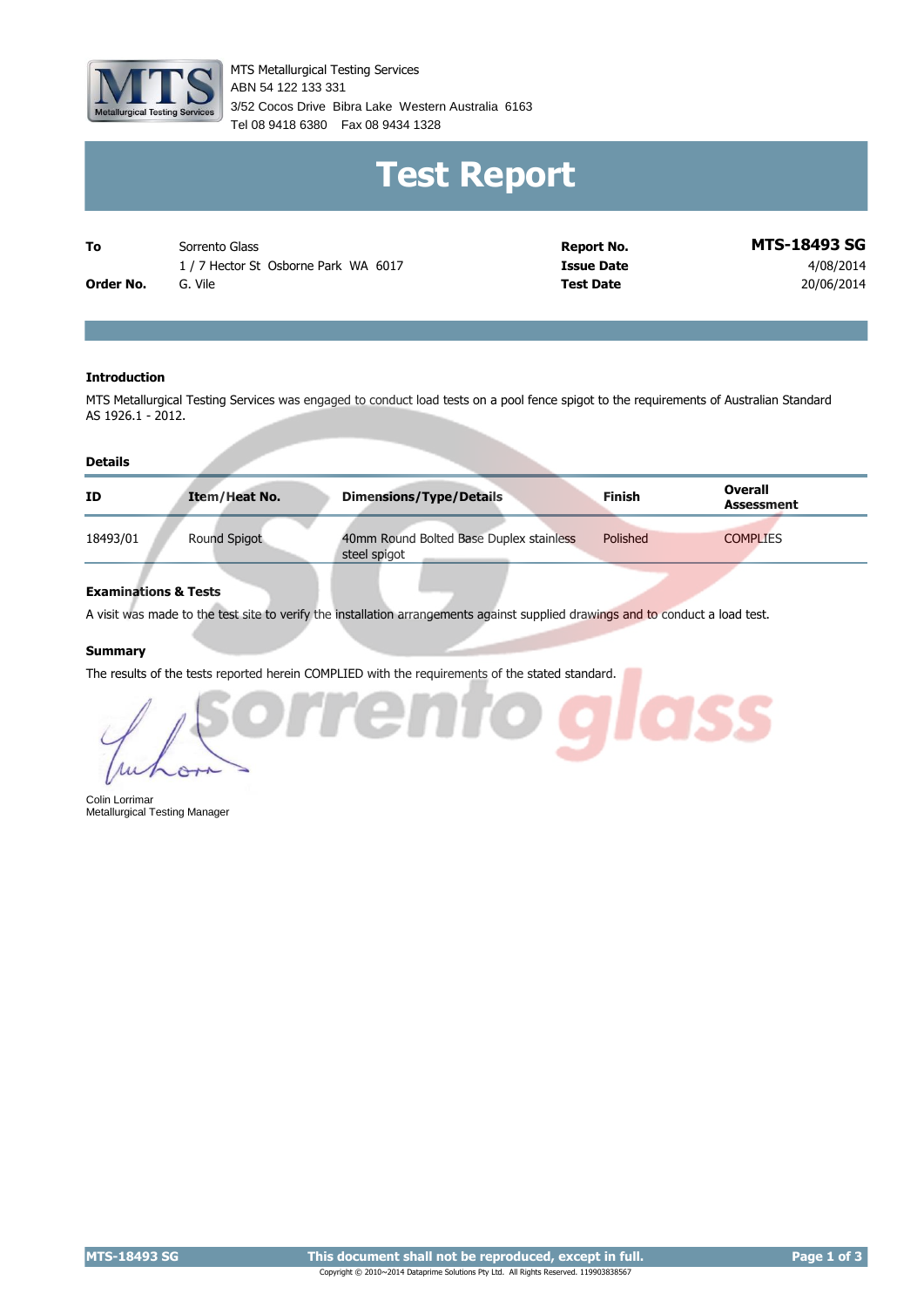MTS Metallurgical Testing Services
ABN 54 122 133 331
3/52 Cocos Drive Bibra Lake Western Australia 6163
Tel 08 9418 6380 Fax 08 9434 1328

# Test Report

| | | | |
|---|---|---|---|
| **To** | Sorrento Glass<br>1 / 7 Hector St Osborne Park WA 6017 | **Report No.** | **MTS-18493 SG** |
| | | **Issue Date** | 4/08/2014 |
| **Order No.** | G. Vile | **Test Date** | 20/06/2014 |

## Introduction

MTS Metallurgical Testing Services was engaged to conduct load tests on a pool fence spigot to the requirements of Australian Standard AS 1926.1 - 2012.

## Details

| ID | Item/Heat No. | Dimensions/Type/Details | Finish | Overall Assessment |
|---|---|---|---|---|
| 18493/01 | Round Spigot | 40mm Round Bolted Base Duplex stainless steel spigot | Polished | COMPLIES |

## Examinations & Tests

A visit was made to the test site to verify the installation arrangements against supplied drawings and to conduct a load test.

## Summary

The results of the tests reported herein COMPLIED with the requirements of the stated standard.

Colin Lorrimar
Metallurgical Testing Manager

This document shall not be reproduced, except in full.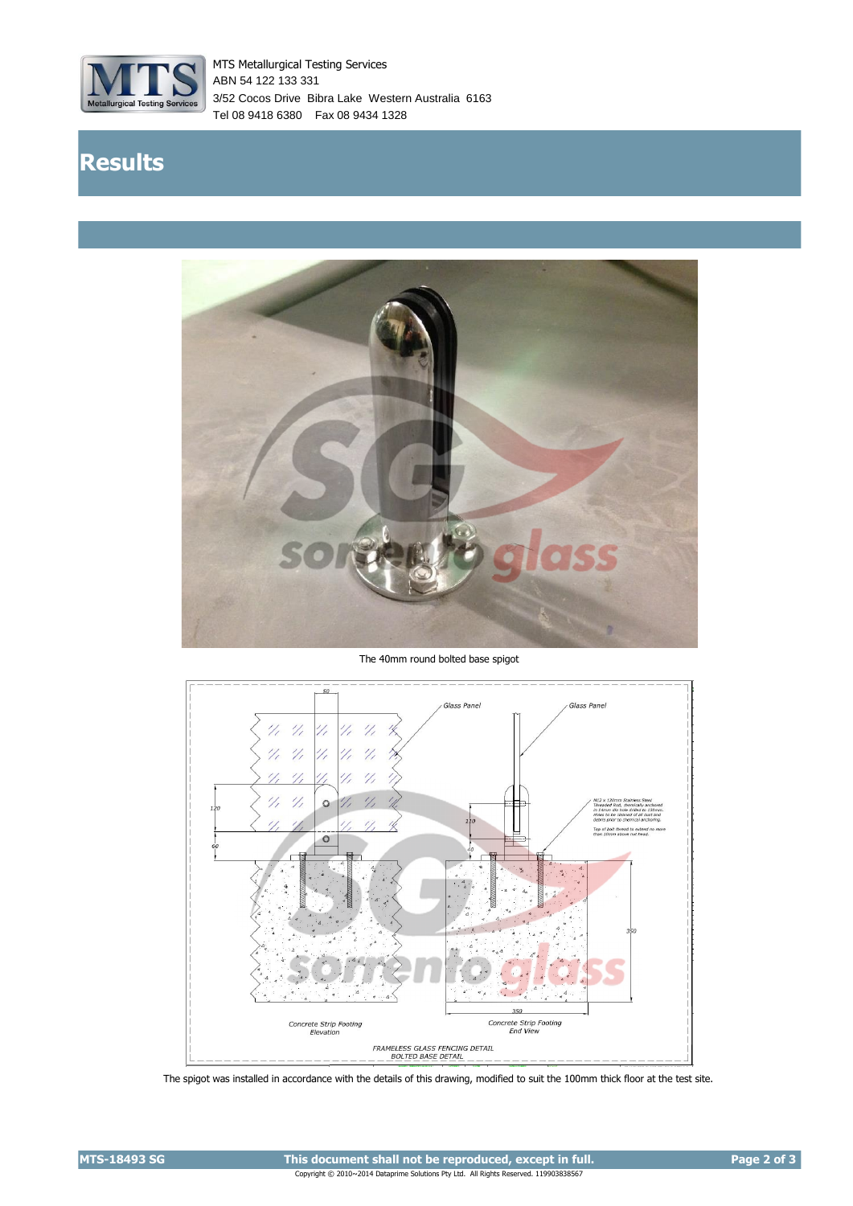MTS Metallurgical Testing Services
ABN 54 122 133 331
3/52 Cocos Drive Bibra Lake Western Australia 6163
Tel 08 9418 6380 Fax 08 9434 1328

# Results

The 40mm round bolted base spigot

The spigot was installed in accordance with the details of this drawing, modified to suit the 100mm thick floor at the test site.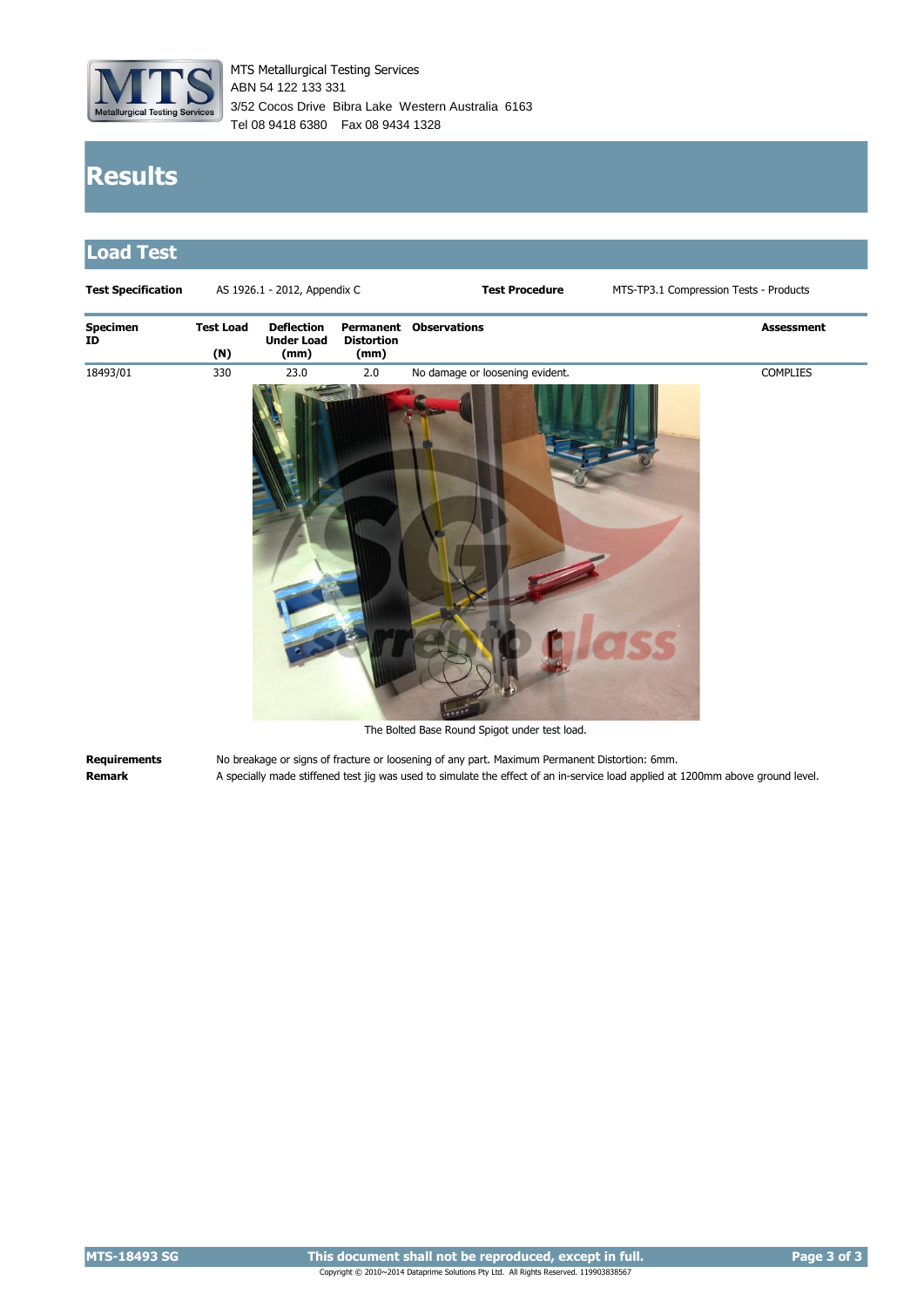MTS Metallurgical Testing Services
ABN 54 122 133 331
3/52 Cocos Drive Bibra Lake Western Australia 6163
Tel 08 9418 6380 Fax 08 9434 1328

# Results

## Load Test

| | | | |
|---|---|---|---|
| **Test Specification** | AS 1926.1 - 2012, Appendix C | **Test Procedure** | MTS-TP3.1 Compression Tests - Products |

| Specimen ID | Test Load (N) | Deflection Under Load (mm) | Permanent Distortion (mm) | Observations | Assessment |
|---|---|---|---|---|---|
| 18493/01 | 330 | 23.0 | 2.0 | No damage or loosening evident. | COMPLIES |

The Bolted Base Round Spigot under test load.

| | |
|---|---|
| **Requirements** | No breakage or signs of fracture or loosening of any part. Maximum Permanent Distortion: 6mm. |
| **Remark** | A specially made stiffened test jig was used to simulate the effect of an in-service load applied at 1200mm above ground level. |

MTS-18493 SG

This document shall not be reproduced, except in full.

Copyright © 2010~2014 Dataprime Solutions Pty Ltd. All Rights Reserved. 119903838567